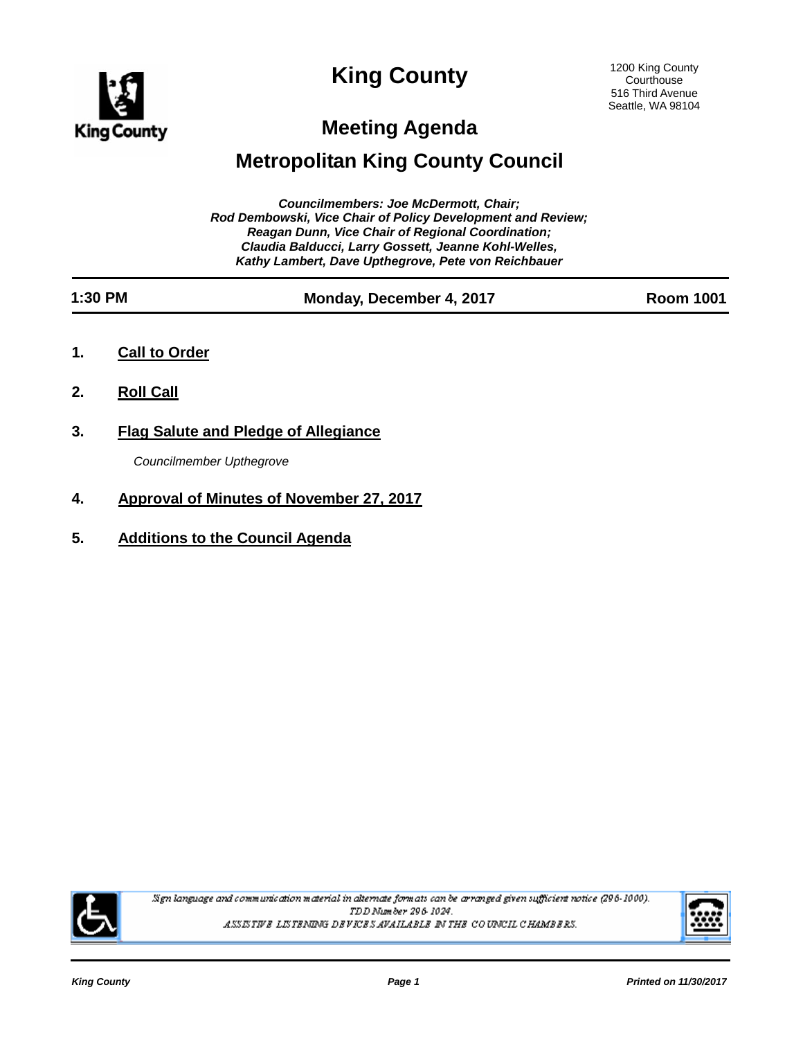# King County

1200 King County Courthouse
516 Third Avenue
Seattle, WA 98104

## Meeting Agenda

## Metropolitan King County Council

***Councilmembers: Joe McDermott, Chair;***
***Rod Dembowski, Vice Chair of Policy Development and Review;***
***Reagan Dunn, Vice Chair of Regional Coordination;***
***Claudia Balducci, Larry Gossett, Jeanne Kohl-Welles,***
***Kathy Lambert, Dave Upthegrove, Pete von Reichbauer***

**1:30 PM** | **Monday, December 4, 2017** | **Room 1001**

**1. Call to Order**

**2. Roll Call**

**3. Flag Salute and Pledge of Allegiance**

*Councilmember Upthegrove*

**4. Approval of Minutes of November 27, 2017**

**5. Additions to the Council Agenda**

*Sign language and communication material in alternate formats can be arranged given sufficient notice (296-1000).*
*TDD Number 296-1024.*
*ASSISTIVE LISTENING DEVICES AVAILABLE IN THE COUNCIL CHAMBERS.*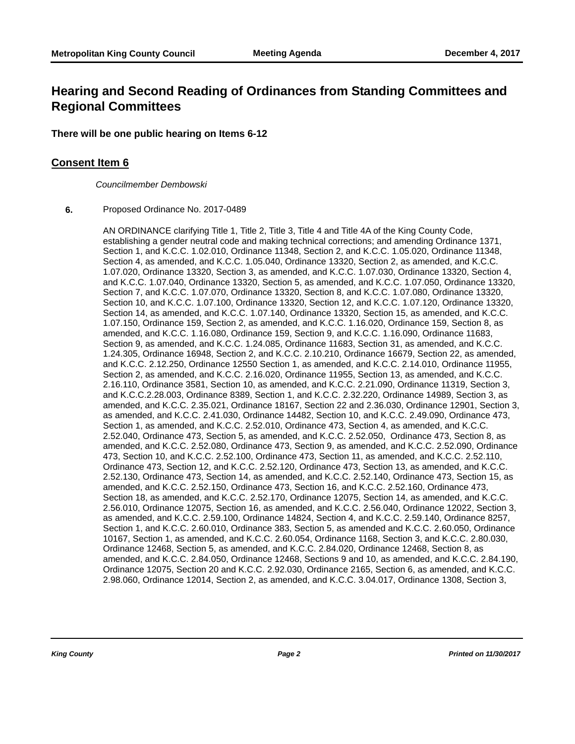## Hearing and Second Reading of Ordinances from Standing Committees and Regional Committees

**There will be one public hearing on Items 6-12**

### Consent Item 6

*Councilmember Dembowski*

**6.** Proposed Ordinance No. 2017-0489

AN ORDINANCE clarifying Title 1, Title 2, Title 3, Title 4 and Title 4A of the King County Code, establishing a gender neutral code and making technical corrections; and amending Ordinance 1371, Section 1, and K.C.C. 1.02.010, Ordinance 11348, Section 2, and K.C.C. 1.05.020, Ordinance 11348, Section 4, as amended, and K.C.C. 1.05.040, Ordinance 13320, Section 2, as amended, and K.C.C. 1.07.020, Ordinance 13320, Section 3, as amended, and K.C.C. 1.07.030, Ordinance 13320, Section 4, and K.C.C. 1.07.040, Ordinance 13320, Section 5, as amended, and K.C.C. 1.07.050, Ordinance 13320, Section 7, and K.C.C. 1.07.070, Ordinance 13320, Section 8, and K.C.C. 1.07.080, Ordinance 13320, Section 10, and K.C.C. 1.07.100, Ordinance 13320, Section 12, and K.C.C. 1.07.120, Ordinance 13320, Section 14, as amended, and K.C.C. 1.07.140, Ordinance 13320, Section 15, as amended, and K.C.C. 1.07.150, Ordinance 159, Section 2, as amended, and K.C.C. 1.16.020, Ordinance 159, Section 8, as amended, and K.C.C. 1.16.080, Ordinance 159, Section 9, and K.C.C. 1.16.090, Ordinance 11683, Section 9, as amended, and K.C.C. 1.24.085, Ordinance 11683, Section 31, as amended, and K.C.C. 1.24.305, Ordinance 16948, Section 2, and K.C.C. 2.10.210, Ordinance 16679, Section 22, as amended, and K.C.C. 2.12.250, Ordinance 12550 Section 1, as amended, and K.C.C. 2.14.010, Ordinance 11955, Section 2, as amended, and K.C.C. 2.16.020, Ordinance 11955, Section 13, as amended, and K.C.C. 2.16.110, Ordinance 3581, Section 10, as amended, and K.C.C. 2.21.090, Ordinance 11319, Section 3, and K.C.C.2.28.003, Ordinance 8389, Section 1, and K.C.C. 2.32.220, Ordinance 14989, Section 3, as amended, and K.C.C. 2.35.021, Ordinance 18167, Section 22 and 2.36.030, Ordinance 12901, Section 3, as amended, and K.C.C. 2.41.030, Ordinance 14482, Section 10, and K.C.C. 2.49.090, Ordinance 473, Section 1, as amended, and K.C.C. 2.52.010, Ordinance 473, Section 4, as amended, and K.C.C. 2.52.040, Ordinance 473, Section 5, as amended, and K.C.C. 2.52.050, Ordinance 473, Section 8, as amended, and K.C.C. 2.52.080, Ordinance 473, Section 9, as amended, and K.C.C. 2.52.090, Ordinance 473, Section 10, and K.C.C. 2.52.100, Ordinance 473, Section 11, as amended, and K.C.C. 2.52.110, Ordinance 473, Section 12, and K.C.C. 2.52.120, Ordinance 473, Section 13, as amended, and K.C.C. 2.52.130, Ordinance 473, Section 14, as amended, and K.C.C. 2.52.140, Ordinance 473, Section 15, as amended, and K.C.C. 2.52.150, Ordinance 473, Section 16, and K.C.C. 2.52.160, Ordinance 473, Section 18, as amended, and K.C.C. 2.52.170, Ordinance 12075, Section 14, as amended, and K.C.C. 2.56.010, Ordinance 12075, Section 16, as amended, and K.C.C. 2.56.040, Ordinance 12022, Section 3, as amended, and K.C.C. 2.59.100, Ordinance 14824, Section 4, and K.C.C. 2.59.140, Ordinance 8257, Section 1, and K.C.C. 2.60.010, Ordinance 383, Section 5, as amended and K.C.C. 2.60.050, Ordinance 10167, Section 1, as amended, and K.C.C. 2.60.054, Ordinance 1168, Section 3, and K.C.C. 2.80.030, Ordinance 12468, Section 5, as amended, and K.C.C. 2.84.020, Ordinance 12468, Section 8, as amended, and K.C.C. 2.84.050, Ordinance 12468, Sections 9 and 10, as amended, and K.C.C. 2.84.190, Ordinance 12075, Section 20 and K.C.C. 2.92.030, Ordinance 2165, Section 6, as amended, and K.C.C. 2.98.060, Ordinance 12014, Section 2, as amended, and K.C.C. 3.04.017, Ordinance 1308, Section 3,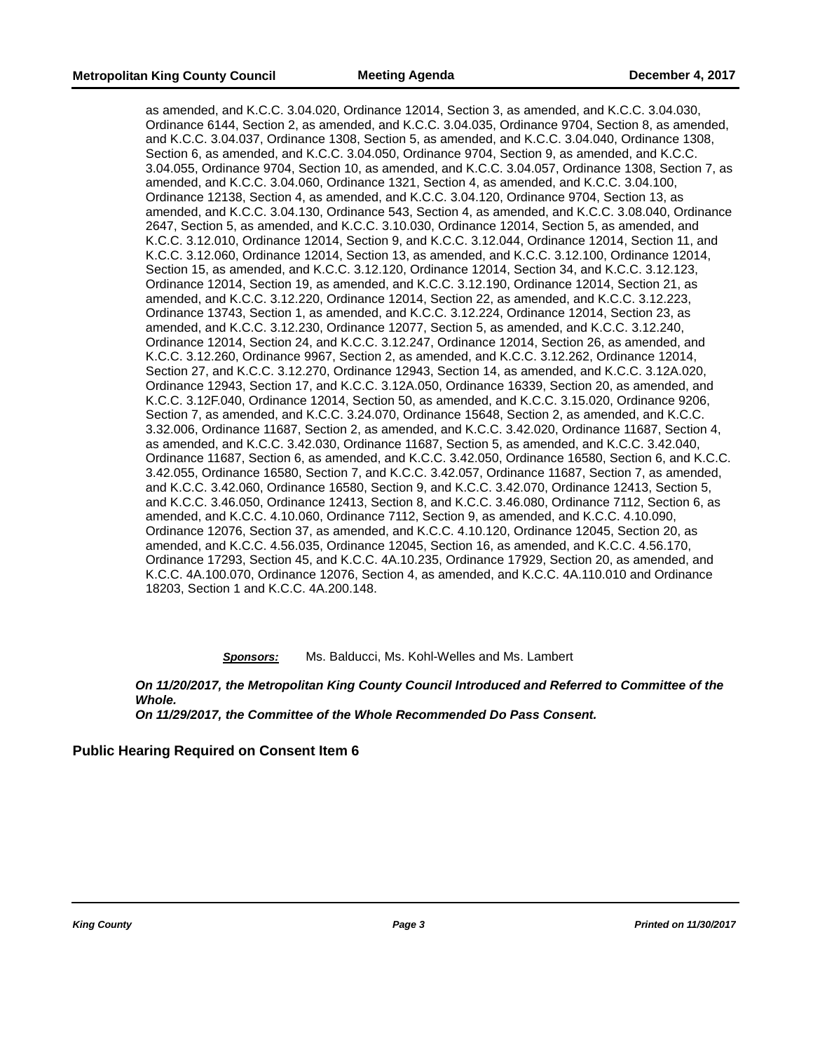as amended, and K.C.C. 3.04.020, Ordinance 12014, Section 3, as amended, and K.C.C. 3.04.030, Ordinance 6144, Section 2, as amended, and K.C.C. 3.04.035, Ordinance 9704, Section 8, as amended, and K.C.C. 3.04.037, Ordinance 1308, Section 5, as amended, and K.C.C. 3.04.040, Ordinance 1308, Section 6, as amended, and K.C.C. 3.04.050, Ordinance 9704, Section 9, as amended, and K.C.C. 3.04.055, Ordinance 9704, Section 10, as amended, and K.C.C. 3.04.057, Ordinance 1308, Section 7, as amended, and K.C.C. 3.04.060, Ordinance 1321, Section 4, as amended, and K.C.C. 3.04.100, Ordinance 12138, Section 4, as amended, and K.C.C. 3.04.120, Ordinance 9704, Section 13, as amended, and K.C.C. 3.04.130, Ordinance 543, Section 4, as amended, and K.C.C. 3.08.040, Ordinance 2647, Section 5, as amended, and K.C.C. 3.10.030, Ordinance 12014, Section 5, as amended, and K.C.C. 3.12.010, Ordinance 12014, Section 9, and K.C.C. 3.12.044, Ordinance 12014, Section 11, and K.C.C. 3.12.060, Ordinance 12014, Section 13, as amended, and K.C.C. 3.12.100, Ordinance 12014, Section 15, as amended, and K.C.C. 3.12.120, Ordinance 12014, Section 34, and K.C.C. 3.12.123, Ordinance 12014, Section 19, as amended, and K.C.C. 3.12.190, Ordinance 12014, Section 21, as amended, and K.C.C. 3.12.220, Ordinance 12014, Section 22, as amended, and K.C.C. 3.12.223, Ordinance 13743, Section 1, as amended, and K.C.C. 3.12.224, Ordinance 12014, Section 23, as amended, and K.C.C. 3.12.230, Ordinance 12077, Section 5, as amended, and K.C.C. 3.12.240, Ordinance 12014, Section 24, and K.C.C. 3.12.247, Ordinance 12014, Section 26, as amended, and K.C.C. 3.12.260, Ordinance 9967, Section 2, as amended, and K.C.C. 3.12.262, Ordinance 12014, Section 27, and K.C.C. 3.12.270, Ordinance 12943, Section 14, as amended, and K.C.C. 3.12A.020, Ordinance 12943, Section 17, and K.C.C. 3.12A.050, Ordinance 16339, Section 20, as amended, and K.C.C. 3.12F.040, Ordinance 12014, Section 50, as amended, and K.C.C. 3.15.020, Ordinance 9206, Section 7, as amended, and K.C.C. 3.24.070, Ordinance 15648, Section 2, as amended, and K.C.C. 3.32.006, Ordinance 11687, Section 2, as amended, and K.C.C. 3.42.020, Ordinance 11687, Section 4, as amended, and K.C.C. 3.42.030, Ordinance 11687, Section 5, as amended, and K.C.C. 3.42.040, Ordinance 11687, Section 6, as amended, and K.C.C. 3.42.050, Ordinance 16580, Section 6, and K.C.C. 3.42.055, Ordinance 16580, Section 7, and K.C.C. 3.42.057, Ordinance 11687, Section 7, as amended, and K.C.C. 3.42.060, Ordinance 16580, Section 9, and K.C.C. 3.42.070, Ordinance 12413, Section 5, and K.C.C. 3.46.050, Ordinance 12413, Section 8, and K.C.C. 3.46.080, Ordinance 7112, Section 6, as amended, and K.C.C. 4.10.060, Ordinance 7112, Section 9, as amended, and K.C.C. 4.10.090, Ordinance 12076, Section 37, as amended, and K.C.C. 4.10.120, Ordinance 12045, Section 20, as amended, and K.C.C. 4.56.035, Ordinance 12045, Section 16, as amended, and K.C.C. 4.56.170, Ordinance 17293, Section 45, and K.C.C. 4A.10.235, Ordinance 17929, Section 20, as amended, and K.C.C. 4A.100.070, Ordinance 12076, Section 4, as amended, and K.C.C. 4A.110.010 and Ordinance 18203, Section 1 and K.C.C. 4A.200.148.

***Sponsors:*** Ms. Balducci, Ms. Kohl-Welles and Ms. Lambert

***On 11/20/2017, the Metropolitan King County Council Introduced and Referred to Committee of the Whole.***
***On 11/29/2017, the Committee of the Whole Recommended Do Pass Consent.***

**Public Hearing Required on Consent Item 6**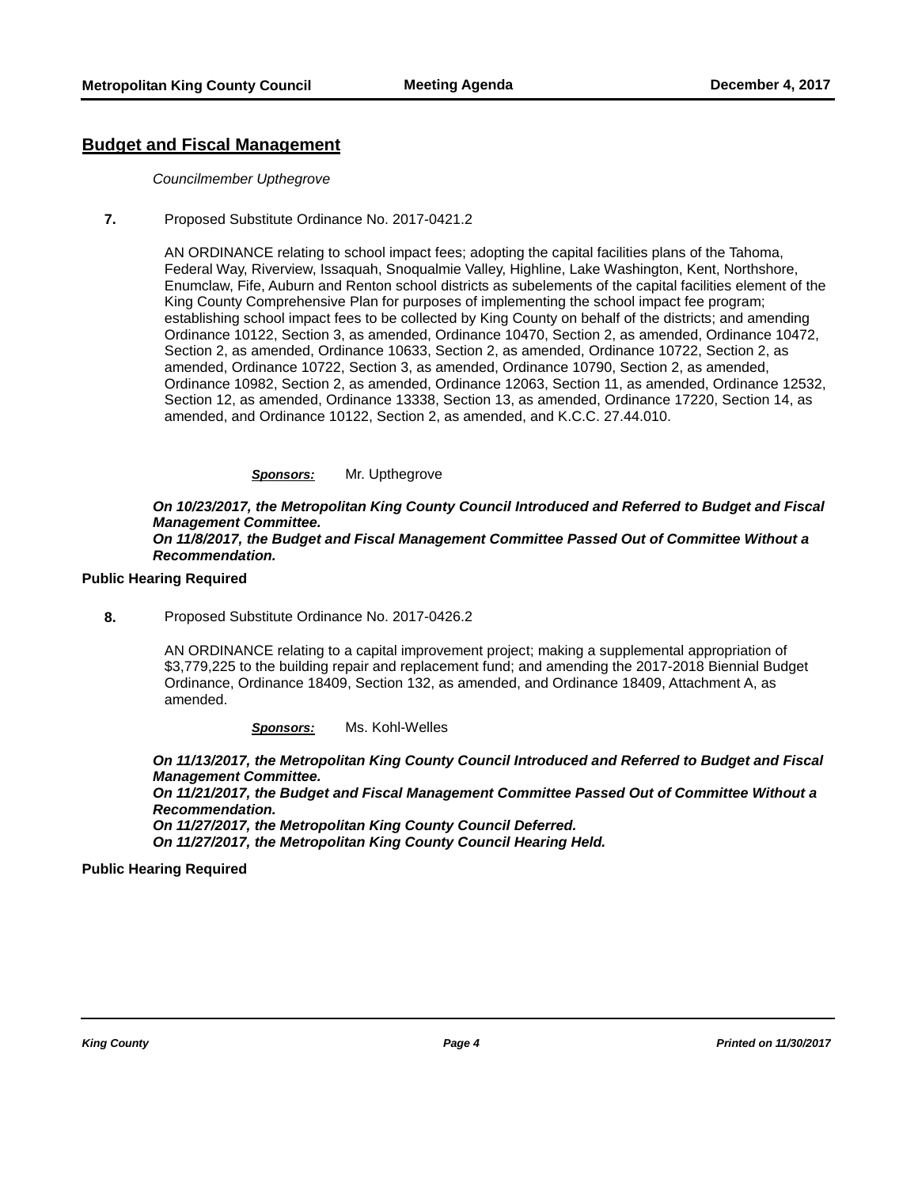## Budget and Fiscal Management

*Councilmember Upthegrove*

**7.** Proposed Substitute Ordinance No. 2017-0421.2

AN ORDINANCE relating to school impact fees; adopting the capital facilities plans of the Tahoma, Federal Way, Riverview, Issaquah, Snoqualmie Valley, Highline, Lake Washington, Kent, Northshore, Enumclaw, Fife, Auburn and Renton school districts as subelements of the capital facilities element of the King County Comprehensive Plan for purposes of implementing the school impact fee program; establishing school impact fees to be collected by King County on behalf of the districts; and amending Ordinance 10122, Section 3, as amended, Ordinance 10470, Section 2, as amended, Ordinance 10472, Section 2, as amended, Ordinance 10633, Section 2, as amended, Ordinance 10722, Section 2, as amended, Ordinance 10722, Section 3, as amended, Ordinance 10790, Section 2, as amended, Ordinance 10982, Section 2, as amended, Ordinance 12063, Section 11, as amended, Ordinance 12532, Section 12, as amended, Ordinance 13338, Section 13, as amended, Ordinance 17220, Section 14, as amended, and Ordinance 10122, Section 2, as amended, and K.C.C. 27.44.010.

***Sponsors:*** Mr. Upthegrove

***On 10/23/2017, the Metropolitan King County Council Introduced and Referred to Budget and Fiscal Management Committee.***
***On 11/8/2017, the Budget and Fiscal Management Committee Passed Out of Committee Without a Recommendation.***

**Public Hearing Required**

**8.** Proposed Substitute Ordinance No. 2017-0426.2

AN ORDINANCE relating to a capital improvement project; making a supplemental appropriation of $3,779,225 to the building repair and replacement fund; and amending the 2017-2018 Biennial Budget Ordinance, Ordinance 18409, Section 132, as amended, and Ordinance 18409, Attachment A, as amended.

***Sponsors:*** Ms. Kohl-Welles

***On 11/13/2017, the Metropolitan King County Council Introduced and Referred to Budget and Fiscal Management Committee.***
***On 11/21/2017, the Budget and Fiscal Management Committee Passed Out of Committee Without a Recommendation.***
***On 11/27/2017, the Metropolitan King County Council Deferred.***
***On 11/27/2017, the Metropolitan King County Council Hearing Held.***

**Public Hearing Required**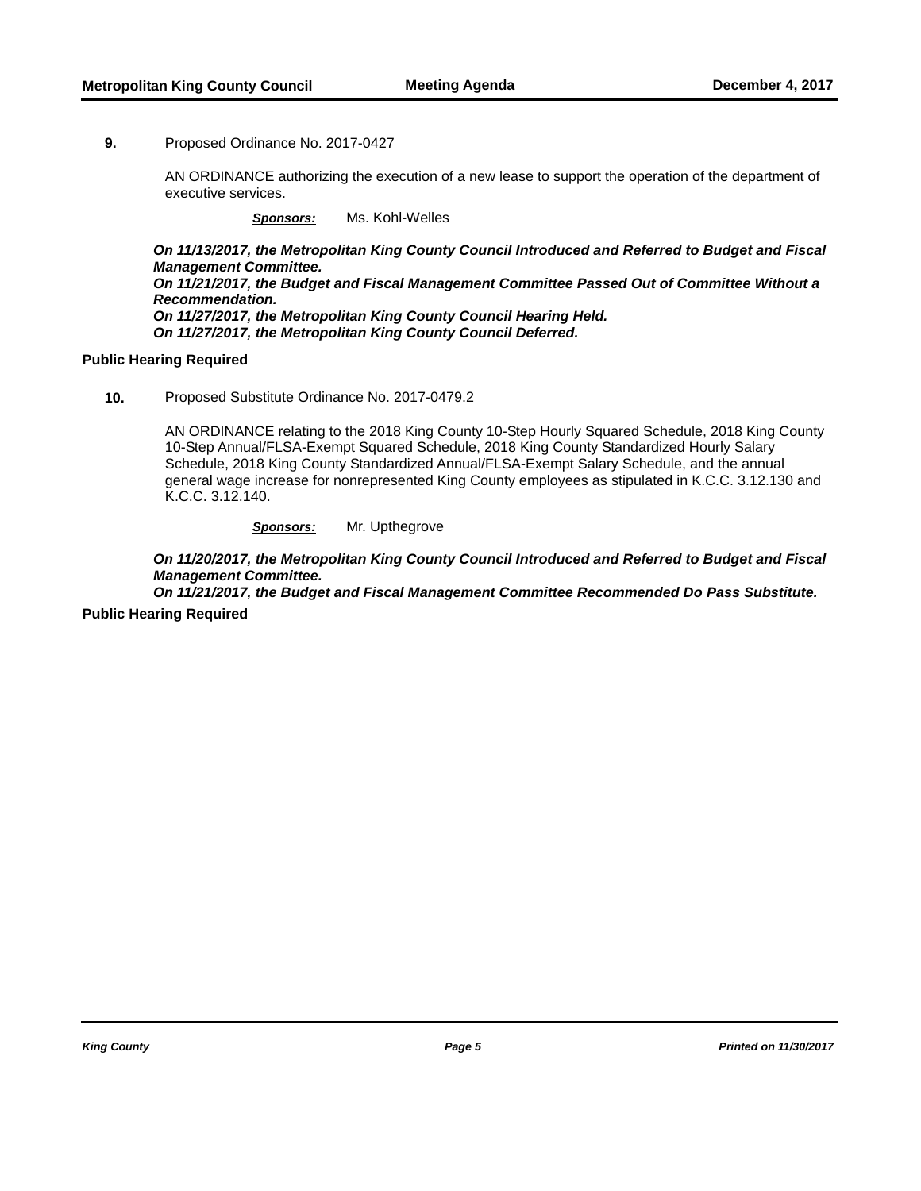**9.** Proposed Ordinance No. 2017-0427

AN ORDINANCE authorizing the execution of a new lease to support the operation of the department of executive services.

***Sponsors:*** Ms. Kohl-Welles

***On 11/13/2017, the Metropolitan King County Council Introduced and Referred to Budget and Fiscal Management Committee.***
***On 11/21/2017, the Budget and Fiscal Management Committee Passed Out of Committee Without a Recommendation.***
***On 11/27/2017, the Metropolitan King County Council Hearing Held.***
***On 11/27/2017, the Metropolitan King County Council Deferred.***

**Public Hearing Required**

**10.** Proposed Substitute Ordinance No. 2017-0479.2

AN ORDINANCE relating to the 2018 King County 10-Step Hourly Squared Schedule, 2018 King County 10-Step Annual/FLSA-Exempt Squared Schedule, 2018 King County Standardized Hourly Salary Schedule, 2018 King County Standardized Annual/FLSA-Exempt Salary Schedule, and the annual general wage increase for nonrepresented King County employees as stipulated in K.C.C. 3.12.130 and K.C.C. 3.12.140.

***Sponsors:*** Mr. Upthegrove

***On 11/20/2017, the Metropolitan King County Council Introduced and Referred to Budget and Fiscal Management Committee.***
***On 11/21/2017, the Budget and Fiscal Management Committee Recommended Do Pass Substitute.***

**Public Hearing Required**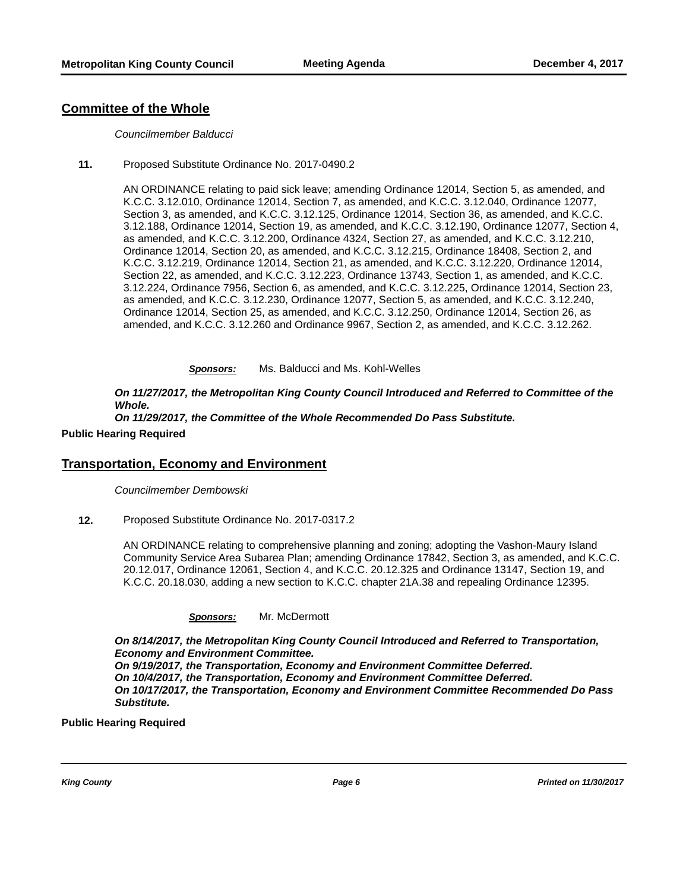## Committee of the Whole

*Councilmember Balducci*

**11.** Proposed Substitute Ordinance No. 2017-0490.2

AN ORDINANCE relating to paid sick leave; amending Ordinance 12014, Section 5, as amended, and K.C.C. 3.12.010, Ordinance 12014, Section 7, as amended, and K.C.C. 3.12.040, Ordinance 12077, Section 3, as amended, and K.C.C. 3.12.125, Ordinance 12014, Section 36, as amended, and K.C.C. 3.12.188, Ordinance 12014, Section 19, as amended, and K.C.C. 3.12.190, Ordinance 12077, Section 4, as amended, and K.C.C. 3.12.200, Ordinance 4324, Section 27, as amended, and K.C.C. 3.12.210, Ordinance 12014, Section 20, as amended, and K.C.C. 3.12.215, Ordinance 18408, Section 2, and K.C.C. 3.12.219, Ordinance 12014, Section 21, as amended, and K.C.C. 3.12.220, Ordinance 12014, Section 22, as amended, and K.C.C. 3.12.223, Ordinance 13743, Section 1, as amended, and K.C.C. 3.12.224, Ordinance 7956, Section 6, as amended, and K.C.C. 3.12.225, Ordinance 12014, Section 23, as amended, and K.C.C. 3.12.230, Ordinance 12077, Section 5, as amended, and K.C.C. 3.12.240, Ordinance 12014, Section 25, as amended, and K.C.C. 3.12.250, Ordinance 12014, Section 26, as amended, and K.C.C. 3.12.260 and Ordinance 9967, Section 2, as amended, and K.C.C. 3.12.262.

***Sponsors:*** Ms. Balducci and Ms. Kohl-Welles

***On 11/27/2017, the Metropolitan King County Council Introduced and Referred to Committee of the Whole.***
***On 11/29/2017, the Committee of the Whole Recommended Do Pass Substitute.***

**Public Hearing Required**

## Transportation, Economy and Environment

*Councilmember Dembowski*

**12.** Proposed Substitute Ordinance No. 2017-0317.2

AN ORDINANCE relating to comprehensive planning and zoning; adopting the Vashon-Maury Island Community Service Area Subarea Plan; amending Ordinance 17842, Section 3, as amended, and K.C.C. 20.12.017, Ordinance 12061, Section 4, and K.C.C. 20.12.325 and Ordinance 13147, Section 19, and K.C.C. 20.18.030, adding a new section to K.C.C. chapter 21A.38 and repealing Ordinance 12395.

***Sponsors:*** Mr. McDermott

***On 8/14/2017, the Metropolitan King County Council Introduced and Referred to Transportation, Economy and Environment Committee.***
***On 9/19/2017, the Transportation, Economy and Environment Committee Deferred.***
***On 10/4/2017, the Transportation, Economy and Environment Committee Deferred.***
***On 10/17/2017, the Transportation, Economy and Environment Committee Recommended Do Pass Substitute.***

**Public Hearing Required**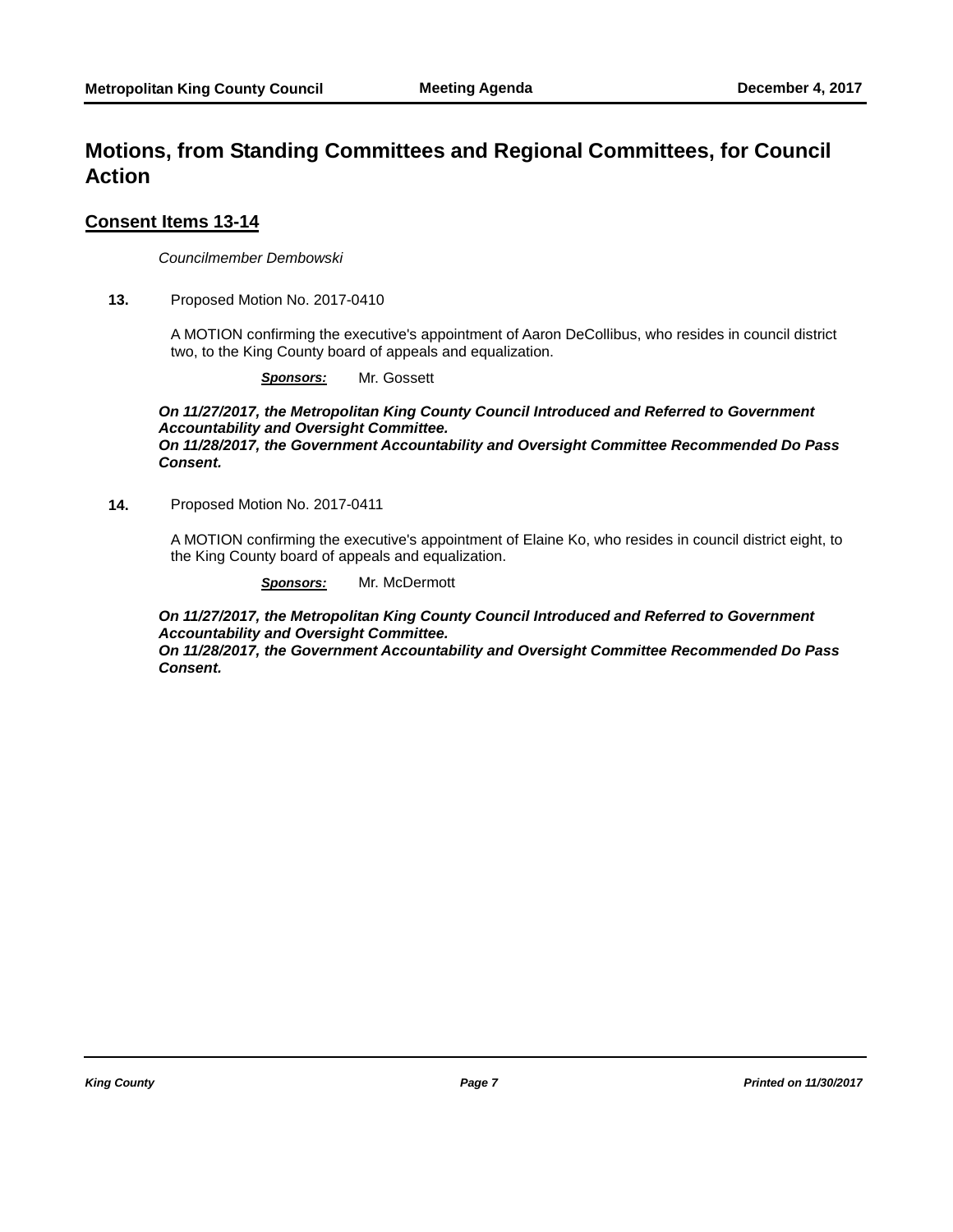# Motions, from Standing Committees and Regional Committees, for Council Action

## Consent Items 13-14

*Councilmember Dembowski*

**13.** Proposed Motion No. 2017-0410

A MOTION confirming the executive's appointment of Aaron DeCollibus, who resides in council district two, to the King County board of appeals and equalization.

***Sponsors:*** Mr. Gossett

***On 11/27/2017, the Metropolitan King County Council Introduced and Referred to Government Accountability and Oversight Committee.***
***On 11/28/2017, the Government Accountability and Oversight Committee Recommended Do Pass Consent.***

**14.** Proposed Motion No. 2017-0411

A MOTION confirming the executive's appointment of Elaine Ko, who resides in council district eight, to the King County board of appeals and equalization.

***Sponsors:*** Mr. McDermott

***On 11/27/2017, the Metropolitan King County Council Introduced and Referred to Government Accountability and Oversight Committee.***
***On 11/28/2017, the Government Accountability and Oversight Committee Recommended Do Pass Consent.***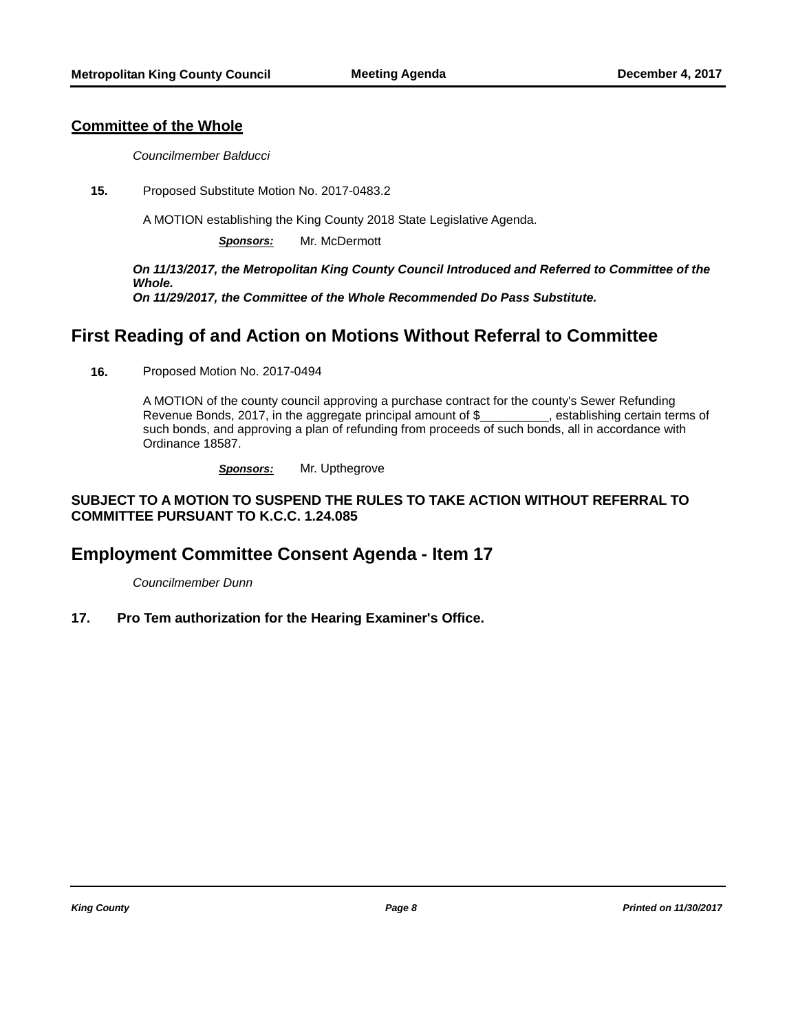## Committee of the Whole

*Councilmember Balducci*

**15.** Proposed Substitute Motion No. 2017-0483.2

A MOTION establishing the King County 2018 State Legislative Agenda.

***Sponsors:*** Mr. McDermott

***On 11/13/2017, the Metropolitan King County Council Introduced and Referred to Committee of the Whole.***
***On 11/29/2017, the Committee of the Whole Recommended Do Pass Substitute.***

# First Reading of and Action on Motions Without Referral to Committee

**16.** Proposed Motion No. 2017-0494

A MOTION of the county council approving a purchase contract for the county's Sewer Refunding Revenue Bonds, 2017, in the aggregate principal amount of $__________, establishing certain terms of such bonds, and approving a plan of refunding from proceeds of such bonds, all in accordance with Ordinance 18587.

***Sponsors:*** Mr. Upthegrove

**SUBJECT TO A MOTION TO SUSPEND THE RULES TO TAKE ACTION WITHOUT REFERRAL TO COMMITTEE PURSUANT TO K.C.C. 1.24.085**

# Employment Committee Consent Agenda - Item 17

*Councilmember Dunn*

**17. Pro Tem authorization for the Hearing Examiner's Office.**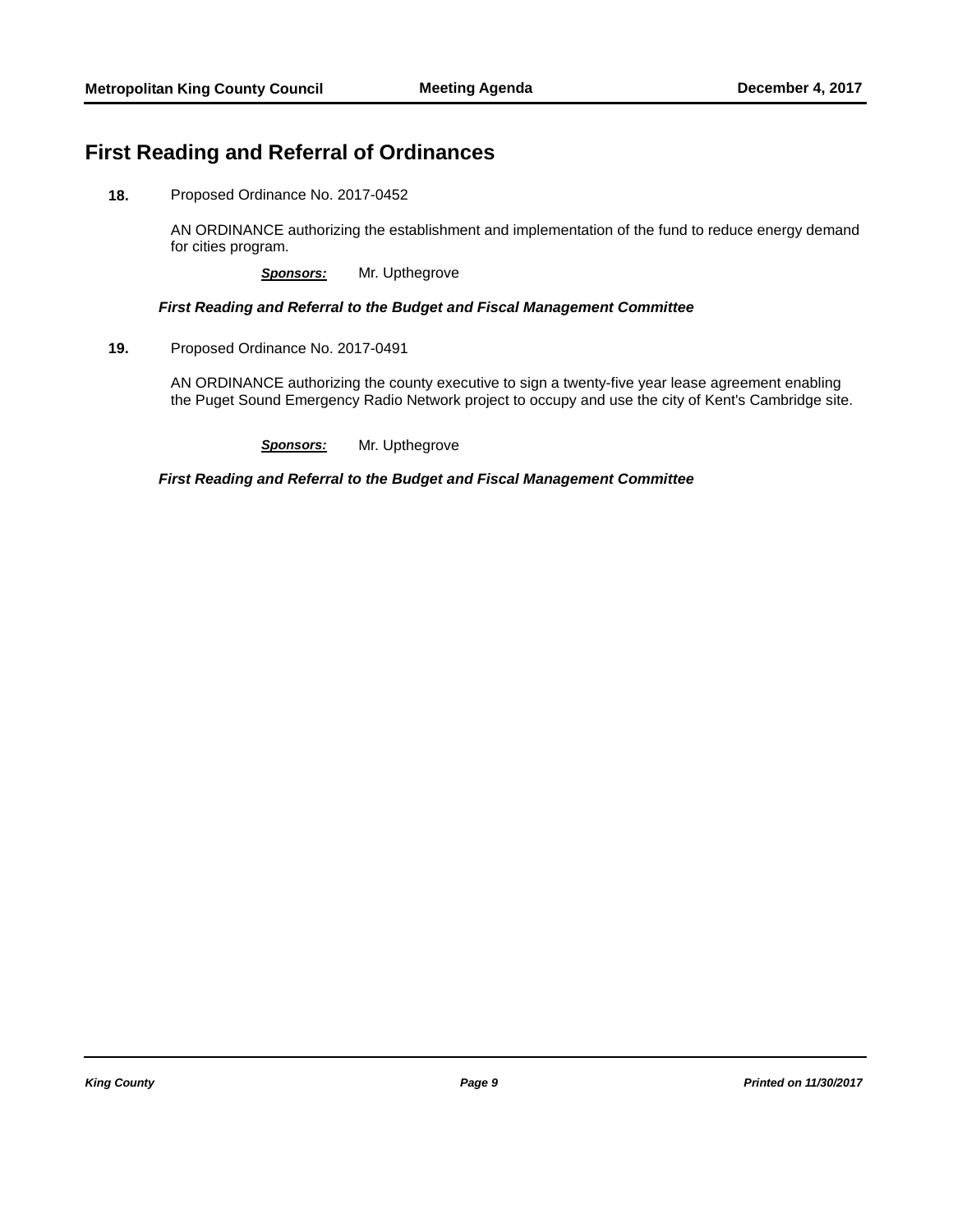## First Reading and Referral of Ordinances

**18.** Proposed Ordinance No. 2017-0452

AN ORDINANCE authorizing the establishment and implementation of the fund to reduce energy demand for cities program.

***Sponsors:*** Mr. Upthegrove

***First Reading and Referral to the Budget and Fiscal Management Committee***

**19.** Proposed Ordinance No. 2017-0491

AN ORDINANCE authorizing the county executive to sign a twenty-five year lease agreement enabling the Puget Sound Emergency Radio Network project to occupy and use the city of Kent's Cambridge site.

***Sponsors:*** Mr. Upthegrove

***First Reading and Referral to the Budget and Fiscal Management Committee***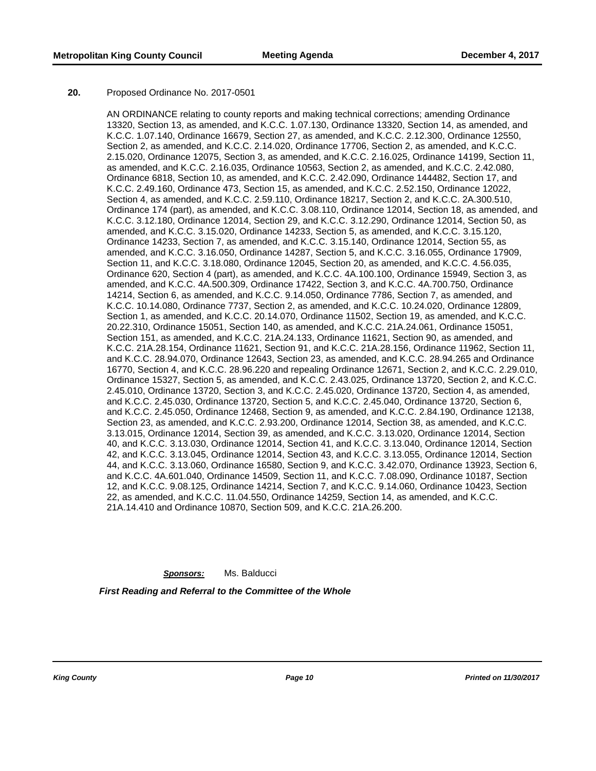**20.** Proposed Ordinance No. 2017-0501

AN ORDINANCE relating to county reports and making technical corrections; amending Ordinance 13320, Section 13, as amended, and K.C.C. 1.07.130, Ordinance 13320, Section 14, as amended, and K.C.C. 1.07.140, Ordinance 16679, Section 27, as amended, and K.C.C. 2.12.300, Ordinance 12550, Section 2, as amended, and K.C.C. 2.14.020, Ordinance 17706, Section 2, as amended, and K.C.C. 2.15.020, Ordinance 12075, Section 3, as amended, and K.C.C. 2.16.025, Ordinance 14199, Section 11, as amended, and K.C.C. 2.16.035, Ordinance 10563, Section 2, as amended, and K.C.C. 2.42.080, Ordinance 6818, Section 10, as amended, and K.C.C. 2.42.090, Ordinance 144482, Section 17, and K.C.C. 2.49.160, Ordinance 473, Section 15, as amended, and K.C.C. 2.52.150, Ordinance 12022, Section 4, as amended, and K.C.C. 2.59.110, Ordinance 18217, Section 2, and K.C.C. 2A.300.510, Ordinance 174 (part), as amended, and K.C.C. 3.08.110, Ordinance 12014, Section 18, as amended, and K.C.C. 3.12.180, Ordinance 12014, Section 29, and K.C.C. 3.12.290, Ordinance 12014, Section 50, as amended, and K.C.C. 3.15.020, Ordinance 14233, Section 5, as amended, and K.C.C. 3.15.120, Ordinance 14233, Section 7, as amended, and K.C.C. 3.15.140, Ordinance 12014, Section 55, as amended, and K.C.C. 3.16.050, Ordinance 14287, Section 5, and K.C.C. 3.16.055, Ordinance 17909, Section 11, and K.C.C. 3.18.080, Ordinance 12045, Section 20, as amended, and K.C.C. 4.56.035, Ordinance 620, Section 4 (part), as amended, and K.C.C. 4A.100.100, Ordinance 15949, Section 3, as amended, and K.C.C. 4A.500.309, Ordinance 17422, Section 3, and K.C.C. 4A.700.750, Ordinance 14214, Section 6, as amended, and K.C.C. 9.14.050, Ordinance 7786, Section 7, as amended, and K.C.C. 10.14.080, Ordinance 7737, Section 2, as amended, and K.C.C. 10.24.020, Ordinance 12809, Section 1, as amended, and K.C.C. 20.14.070, Ordinance 11502, Section 19, as amended, and K.C.C. 20.22.310, Ordinance 15051, Section 140, as amended, and K.C.C. 21A.24.061, Ordinance 15051, Section 151, as amended, and K.C.C. 21A.24.133, Ordinance 11621, Section 90, as amended, and K.C.C. 21A.28.154, Ordinance 11621, Section 91, and K.C.C. 21A.28.156, Ordinance 11962, Section 11, and K.C.C. 28.94.070, Ordinance 12643, Section 23, as amended, and K.C.C. 28.94.265 and Ordinance 16770, Section 4, and K.C.C. 28.96.220 and repealing Ordinance 12671, Section 2, and K.C.C. 2.29.010, Ordinance 15327, Section 5, as amended, and K.C.C. 2.43.025, Ordinance 13720, Section 2, and K.C.C. 2.45.010, Ordinance 13720, Section 3, and K.C.C. 2.45.020, Ordinance 13720, Section 4, as amended, and K.C.C. 2.45.030, Ordinance 13720, Section 5, and K.C.C. 2.45.040, Ordinance 13720, Section 6, and K.C.C. 2.45.050, Ordinance 12468, Section 9, as amended, and K.C.C. 2.84.190, Ordinance 12138, Section 23, as amended, and K.C.C. 2.93.200, Ordinance 12014, Section 38, as amended, and K.C.C. 3.13.015, Ordinance 12014, Section 39, as amended, and K.C.C. 3.13.020, Ordinance 12014, Section 40, and K.C.C. 3.13.030, Ordinance 12014, Section 41, and K.C.C. 3.13.040, Ordinance 12014, Section 42, and K.C.C. 3.13.045, Ordinance 12014, Section 43, and K.C.C. 3.13.055, Ordinance 12014, Section 44, and K.C.C. 3.13.060, Ordinance 16580, Section 9, and K.C.C. 3.42.070, Ordinance 13923, Section 6, and K.C.C. 4A.601.040, Ordinance 14509, Section 11, and K.C.C. 7.08.090, Ordinance 10187, Section 12, and K.C.C. 9.08.125, Ordinance 14214, Section 7, and K.C.C. 9.14.060, Ordinance 10423, Section 22, as amended, and K.C.C. 11.04.550, Ordinance 14259, Section 14, as amended, and K.C.C. 21A.14.410 and Ordinance 10870, Section 509, and K.C.C. 21A.26.200.

***Sponsors:*** Ms. Balducci

***First Reading and Referral to the Committee of the Whole***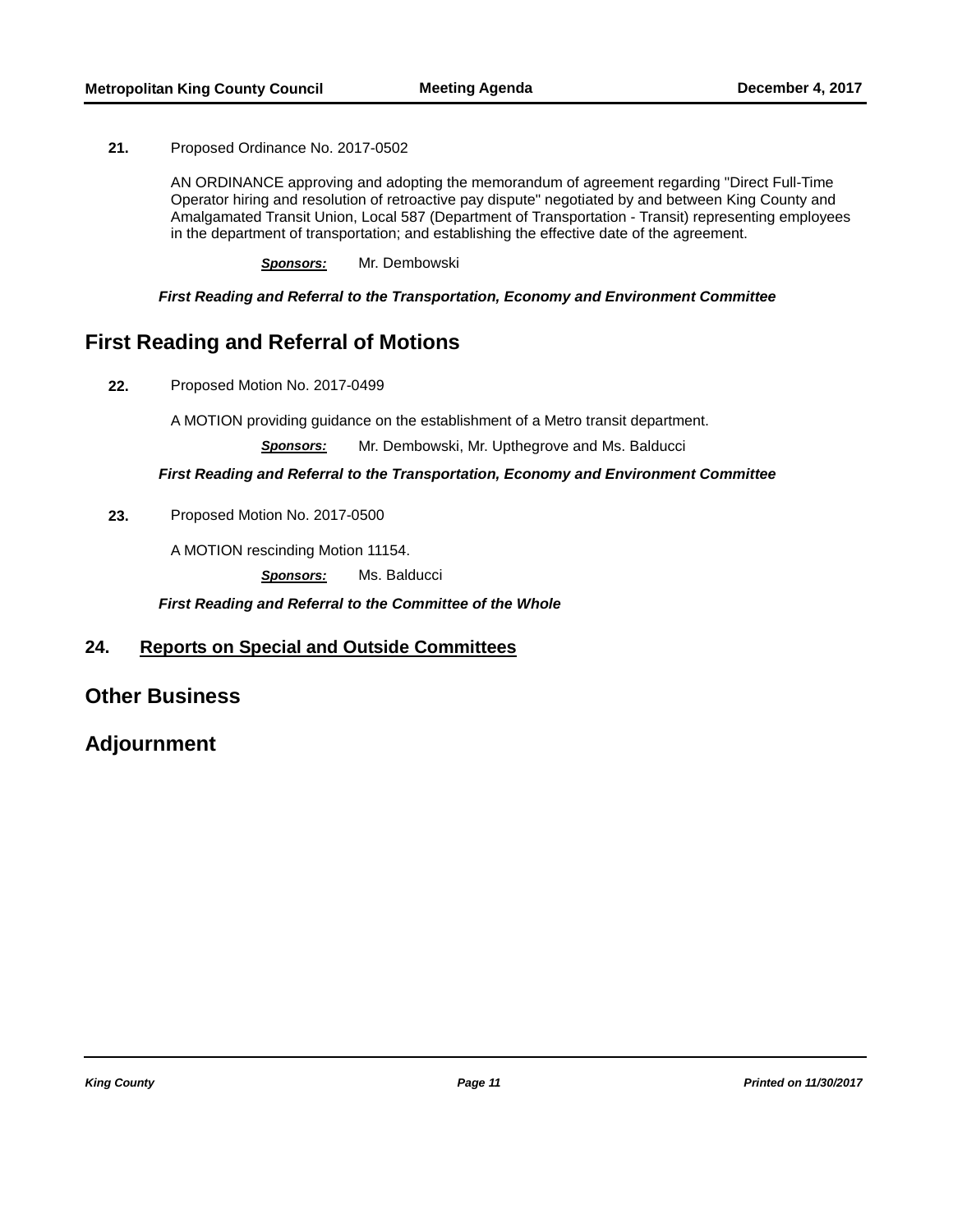**21.** Proposed Ordinance No. 2017-0502

AN ORDINANCE approving and adopting the memorandum of agreement regarding "Direct Full-Time Operator hiring and resolution of retroactive pay dispute" negotiated by and between King County and Amalgamated Transit Union, Local 587 (Department of Transportation - Transit) representing employees in the department of transportation; and establishing the effective date of the agreement.

***Sponsors:*** Mr. Dembowski

***First Reading and Referral to the Transportation, Economy and Environment Committee***

## First Reading and Referral of Motions

**22.** Proposed Motion No. 2017-0499

A MOTION providing guidance on the establishment of a Metro transit department.

***Sponsors:*** Mr. Dembowski, Mr. Upthegrove and Ms. Balducci

***First Reading and Referral to the Transportation, Economy and Environment Committee***

**23.** Proposed Motion No. 2017-0500

A MOTION rescinding Motion 11154.

***Sponsors:*** Ms. Balducci

***First Reading and Referral to the Committee of the Whole***

## 24. Reports on Special and Outside Committees

## Other Business

## Adjournment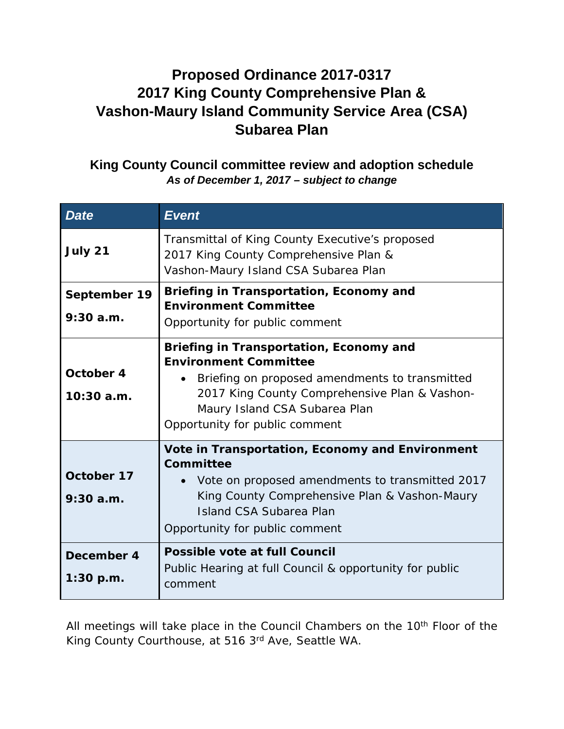# Proposed Ordinance 2017-0317
# 2017 King County Comprehensive Plan & Vashon-Maury Island Community Service Area (CSA) Subarea Plan

## King County Council committee review and adoption schedule

***As of December 1, 2017 – subject to change***

| *Date* | *Event* |
|---|---|
| **July 21** | Transmittal of King County Executive's proposed 2017 King County Comprehensive Plan & Vashon-Maury Island CSA Subarea Plan |
| **September 19**<br>**9:30 a.m.** | **Briefing in Transportation, Economy and Environment Committee**<br>Opportunity for public comment |
| **October 4**<br>**10:30 a.m.** | **Briefing in Transportation, Economy and Environment Committee**<br>• Briefing on proposed amendments to transmitted 2017 King County Comprehensive Plan & Vashon-Maury Island CSA Subarea Plan<br>Opportunity for public comment |
| **October 17**<br>**9:30 a.m.** | **Vote in Transportation, Economy and Environment Committee**<br>• Vote on proposed amendments to transmitted 2017 King County Comprehensive Plan & Vashon-Maury Island CSA Subarea Plan<br>Opportunity for public comment |
| **December 4**<br>**1:30 p.m.** | **Possible vote at full Council**<br>Public Hearing at full Council & opportunity for public comment |

All meetings will take place in the Council Chambers on the 10th Floor of the King County Courthouse, at 516 3rd Ave, Seattle WA.